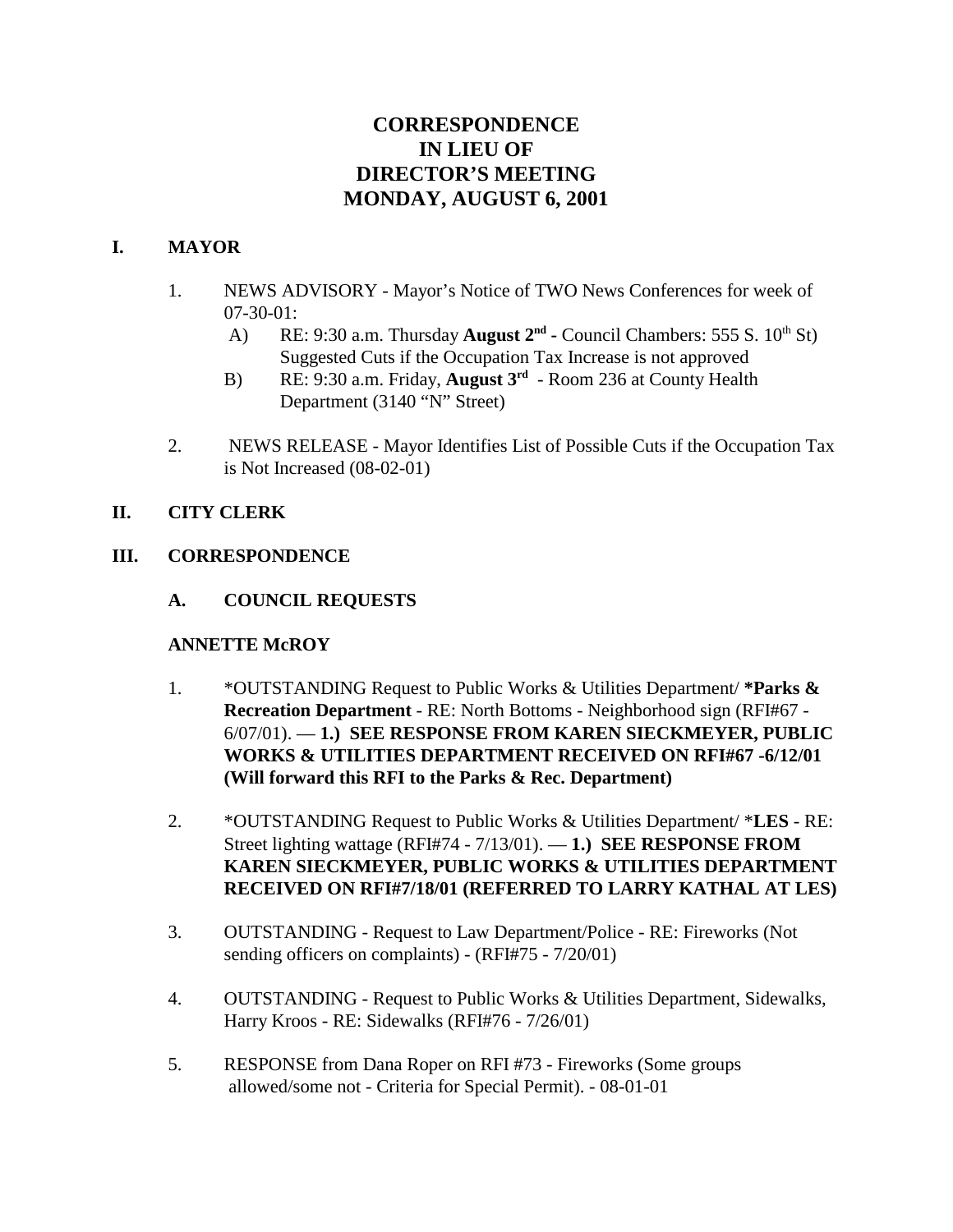# CORRESPONDENCE
# IN LIEU OF
# DIRECTOR'S MEETING
# MONDAY, AUGUST 6, 2001

## I. MAYOR

1. NEWS ADVISORY - Mayor's Notice of TWO News Conferences for week of 07-30-01:
   - A) RE: 9:30 a.m. Thursday **August 2nd -** Council Chambers: 555 S. 10th St) Suggested Cuts if the Occupation Tax Increase is not approved
   - B) RE: 9:30 a.m. Friday, **August 3rd** - Room 236 at County Health Department (3140 "N" Street)

2. NEWS RELEASE - Mayor Identifies List of Possible Cuts if the Occupation Tax is Not Increased (08-02-01)

## II. CITY CLERK

## III. CORRESPONDENCE

### A. COUNCIL REQUESTS

**ANNETTE McROY**

1. *OUTSTANDING Request to Public Works & Utilities Department/ ***Parks & Recreation Department** - RE: North Bottoms - Neighborhood sign (RFI#67 - 6/07/01). — **1.) SEE RESPONSE FROM KAREN SIECKMEYER, PUBLIC WORKS & UTILITIES DEPARTMENT RECEIVED ON RFI#67 -6/12/01 (Will forward this RFI to the Parks & Rec. Department)**

2. *OUTSTANDING Request to Public Works & Utilities Department/ ***LES** - RE: Street lighting wattage (RFI#74 - 7/13/01). — **1.) SEE RESPONSE FROM KAREN SIECKMEYER, PUBLIC WORKS & UTILITIES DEPARTMENT RECEIVED ON RFI#7/18/01 (REFERRED TO LARRY KATHAL AT LES)**

3. OUTSTANDING - Request to Law Department/Police - RE: Fireworks (Not sending officers on complaints) - (RFI#75 - 7/20/01)

4. OUTSTANDING - Request to Public Works & Utilities Department, Sidewalks, Harry Kroos - RE: Sidewalks (RFI#76 - 7/26/01)

5. RESPONSE from Dana Roper on RFI #73 - Fireworks (Some groups allowed/some not - Criteria for Special Permit). - 08-01-01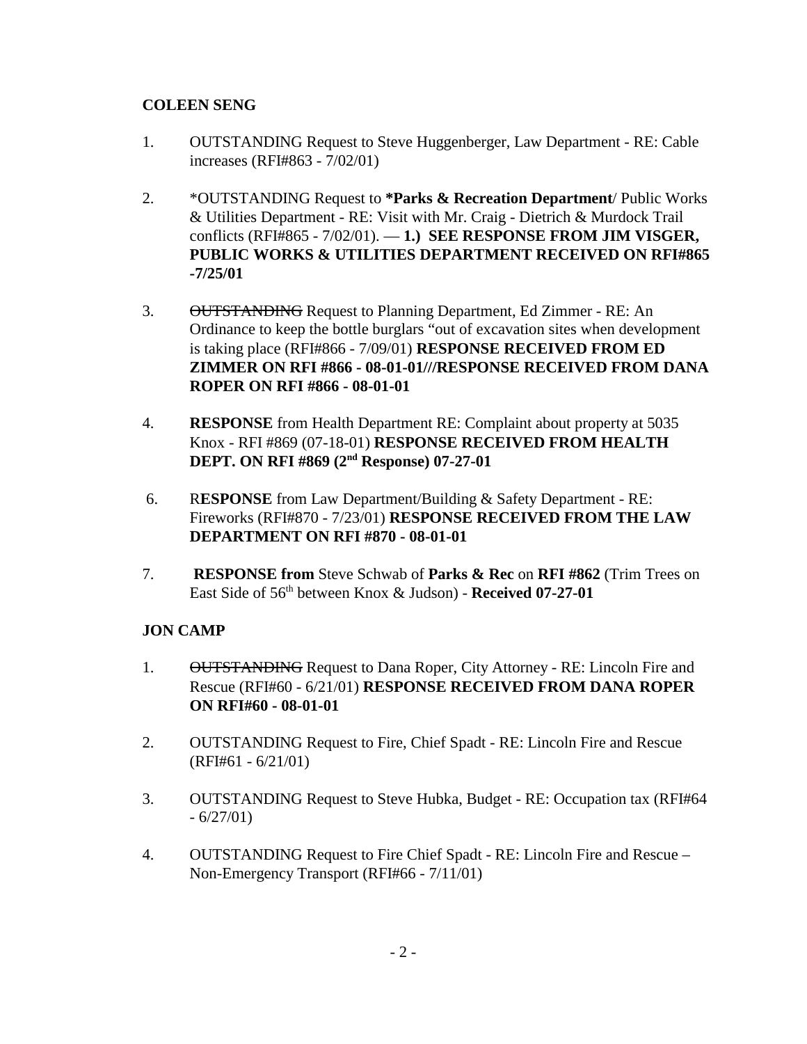**COLEEN SENG**

1. OUTSTANDING Request to Steve Huggenberger, Law Department - RE: Cable increases (RFI#863 - 7/02/01)

2. *OUTSTANDING Request to **\*Parks & Recreation Department**/ Public Works & Utilities Department - RE: Visit with Mr. Craig - Dietrich & Murdock Trail conflicts (RFI#865 - 7/02/01). — **1.) SEE RESPONSE FROM JIM VISGER, PUBLIC WORKS & UTILITIES DEPARTMENT RECEIVED ON RFI#865 -7/25/01**

3. ~~OUTSTANDING~~ Request to Planning Department, Ed Zimmer - RE: An Ordinance to keep the bottle burglars "out of excavation sites when development is taking place (RFI#866 - 7/09/01) **RESPONSE RECEIVED FROM ED ZIMMER ON RFI #866 - 08-01-01///RESPONSE RECEIVED FROM DANA ROPER ON RFI #866 - 08-01-01**

4. **RESPONSE** from Health Department RE: Complaint about property at 5035 Knox - RFI #869 (07-18-01) **RESPONSE RECEIVED FROM HEALTH DEPT. ON RFI #869 (2nd Response) 07-27-01**

6. R**ESPONSE** from Law Department/Building & Safety Department - RE: Fireworks (RFI#870 - 7/23/01) **RESPONSE RECEIVED FROM THE LAW DEPARTMENT ON RFI #870 - 08-01-01**

7. **RESPONSE from** Steve Schwab of **Parks & Rec** on **RFI #862** (Trim Trees on East Side of 56th between Knox & Judson) - **Received 07-27-01**

**JON CAMP**

1. ~~OUTSTANDING~~ Request to Dana Roper, City Attorney - RE: Lincoln Fire and Rescue (RFI#60 - 6/21/01) **RESPONSE RECEIVED FROM DANA ROPER ON RFI#60 - 08-01-01**

2. OUTSTANDING Request to Fire, Chief Spadt - RE: Lincoln Fire and Rescue (RFI#61 - 6/21/01)

3. OUTSTANDING Request to Steve Hubka, Budget - RE: Occupation tax (RFI#64 - 6/27/01)

4. OUTSTANDING Request to Fire Chief Spadt - RE: Lincoln Fire and Rescue – Non-Emergency Transport (RFI#66 - 7/11/01)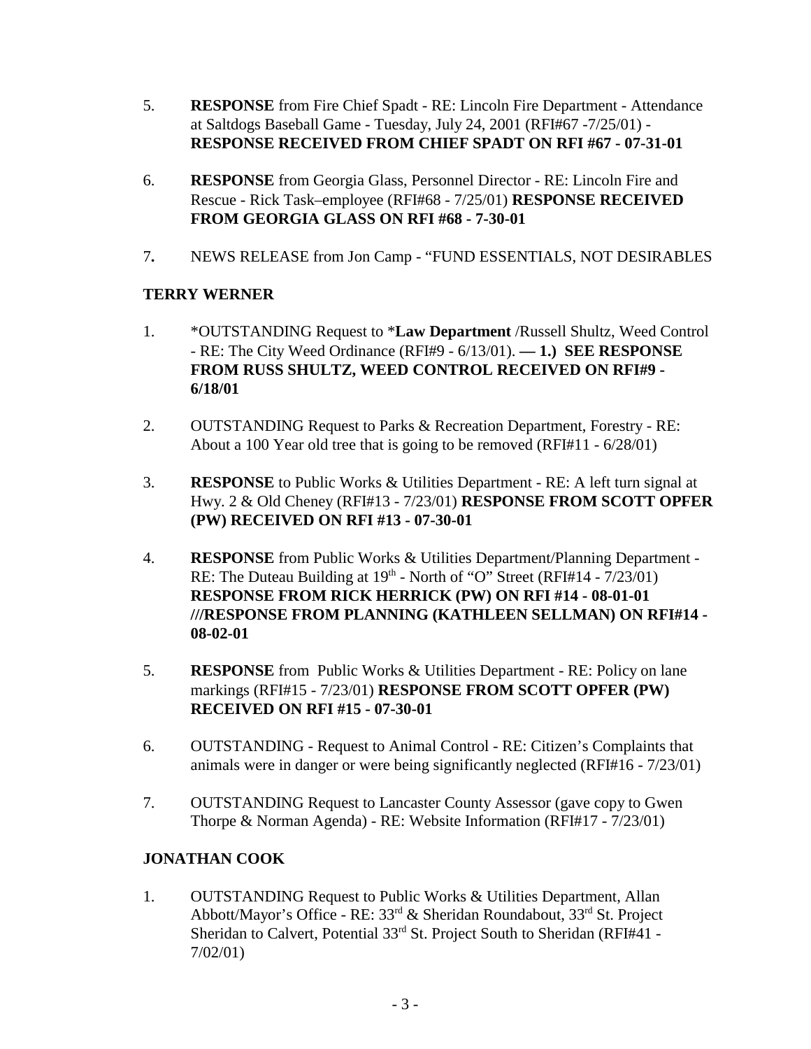5. **RESPONSE** from Fire Chief Spadt - RE: Lincoln Fire Department - Attendance at Saltdogs Baseball Game - Tuesday, July 24, 2001 (RFI#67 -7/25/01) - **RESPONSE RECEIVED FROM CHIEF SPADT ON RFI #67 - 07-31-01**

6. **RESPONSE** from Georgia Glass, Personnel Director - RE: Lincoln Fire and Rescue - Rick Task–employee (RFI#68 - 7/25/01) **RESPONSE RECEIVED FROM GEORGIA GLASS ON RFI #68 - 7-30-01**

7. NEWS RELEASE from Jon Camp - "FUND ESSENTIALS, NOT DESIRABLES

**TERRY WERNER**

1. *OUTSTANDING Request to ***Law Department** /Russell Shultz, Weed Control - RE: The City Weed Ordinance (RFI#9 - 6/13/01). **— 1.) SEE RESPONSE FROM RUSS SHULTZ, WEED CONTROL RECEIVED ON RFI#9 - 6/18/01**

2. OUTSTANDING Request to Parks & Recreation Department, Forestry - RE: About a 100 Year old tree that is going to be removed (RFI#11 - 6/28/01)

3. **RESPONSE** to Public Works & Utilities Department - RE: A left turn signal at Hwy. 2 & Old Cheney (RFI#13 - 7/23/01) **RESPONSE FROM SCOTT OPFER (PW) RECEIVED ON RFI #13 - 07-30-01**

4. **RESPONSE** from Public Works & Utilities Department/Planning Department - RE: The Duteau Building at 19th - North of "O" Street (RFI#14 - 7/23/01) **RESPONSE FROM RICK HERRICK (PW) ON RFI #14 - 08-01-01 ///RESPONSE FROM PLANNING (KATHLEEN SELLMAN) ON RFI#14 - 08-02-01**

5. **RESPONSE** from Public Works & Utilities Department - RE: Policy on lane markings (RFI#15 - 7/23/01) **RESPONSE FROM SCOTT OPFER (PW) RECEIVED ON RFI #15 - 07-30-01**

6. OUTSTANDING - Request to Animal Control - RE: Citizen's Complaints that animals were in danger or were being significantly neglected (RFI#16 - 7/23/01)

7. OUTSTANDING Request to Lancaster County Assessor (gave copy to Gwen Thorpe & Norman Agenda) - RE: Website Information (RFI#17 - 7/23/01)

**JONATHAN COOK**

1. OUTSTANDING Request to Public Works & Utilities Department, Allan Abbott/Mayor's Office - RE: 33rd & Sheridan Roundabout, 33rd St. Project Sheridan to Calvert, Potential 33rd St. Project South to Sheridan (RFI#41 - 7/02/01)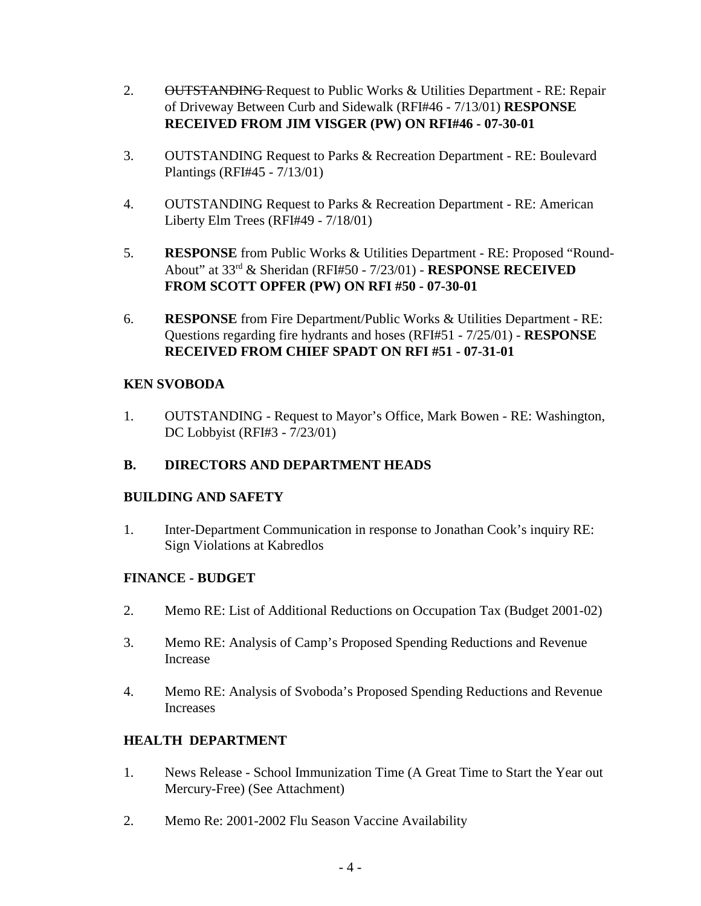2. ~~OUTSTANDING~~ Request to Public Works & Utilities Department - RE: Repair of Driveway Between Curb and Sidewalk (RFI#46 - 7/13/01) **RESPONSE RECEIVED FROM JIM VISGER (PW) ON RFI#46 - 07-30-01**

3. OUTSTANDING Request to Parks & Recreation Department - RE: Boulevard Plantings (RFI#45 - 7/13/01)

4. OUTSTANDING Request to Parks & Recreation Department - RE: American Liberty Elm Trees (RFI#49 - 7/18/01)

5. **RESPONSE** from Public Works & Utilities Department - RE: Proposed "Round-About" at 33rd & Sheridan (RFI#50 - 7/23/01) - **RESPONSE RECEIVED FROM SCOTT OPFER (PW) ON RFI #50 - 07-30-01**

6. **RESPONSE** from Fire Department/Public Works & Utilities Department - RE: Questions regarding fire hydrants and hoses (RFI#51 - 7/25/01) - **RESPONSE RECEIVED FROM CHIEF SPADT ON RFI #51 - 07-31-01**

**KEN SVOBODA**

1. OUTSTANDING - Request to Mayor's Office, Mark Bowen - RE: Washington, DC Lobbyist (RFI#3 - 7/23/01)

**B. DIRECTORS AND DEPARTMENT HEADS**

**BUILDING AND SAFETY**

1. Inter-Department Communication in response to Jonathan Cook's inquiry RE: Sign Violations at Kabredlos

**FINANCE - BUDGET**

2. Memo RE: List of Additional Reductions on Occupation Tax (Budget 2001-02)

3. Memo RE: Analysis of Camp's Proposed Spending Reductions and Revenue Increase

4. Memo RE: Analysis of Svoboda's Proposed Spending Reductions and Revenue Increases

**HEALTH DEPARTMENT**

1. News Release - School Immunization Time (A Great Time to Start the Year out Mercury-Free) (See Attachment)

2. Memo Re: 2001-2002 Flu Season Vaccine Availability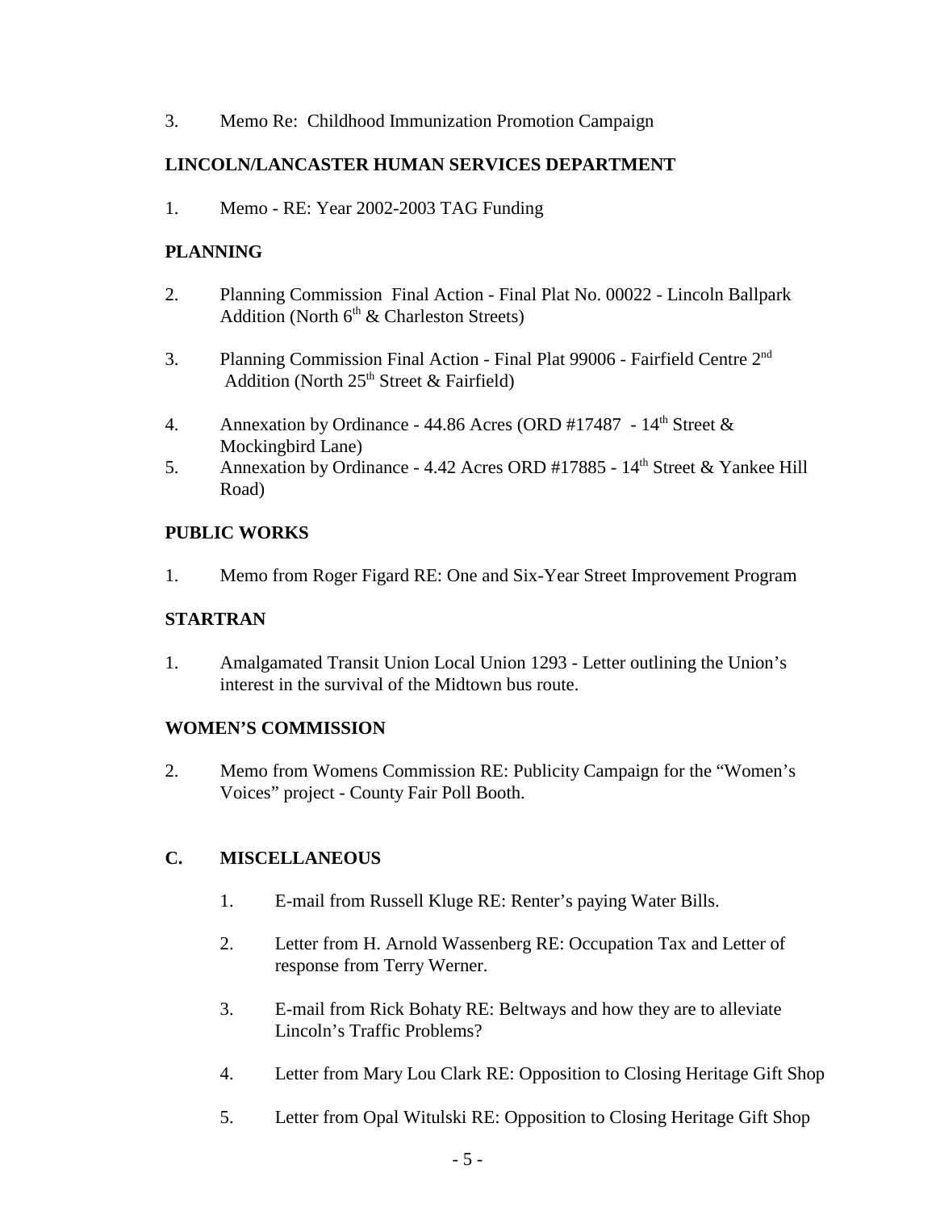3. Memo Re: Childhood Immunization Promotion Campaign

**LINCOLN/LANCASTER HUMAN SERVICES DEPARTMENT**

1. Memo - RE: Year 2002-2003 TAG Funding

**PLANNING**

2. Planning Commission Final Action - Final Plat No. 00022 - Lincoln Ballpark Addition (North 6th & Charleston Streets)

3. Planning Commission Final Action - Final Plat 99006 - Fairfield Centre 2nd Addition (North 25th Street & Fairfield)

4. Annexation by Ordinance - 44.86 Acres (ORD #17487 - 14th Street & Mockingbird Lane)
5. Annexation by Ordinance - 4.42 Acres ORD #17885 - 14th Street & Yankee Hill Road)

**PUBLIC WORKS**

1. Memo from Roger Figard RE: One and Six-Year Street Improvement Program

**STARTRAN**

1. Amalgamated Transit Union Local Union 1293 - Letter outlining the Union's interest in the survival of the Midtown bus route.

**WOMEN'S COMMISSION**

2. Memo from Womens Commission RE: Publicity Campaign for the "Women's Voices" project - County Fair Poll Booth.

**C. MISCELLANEOUS**

1. E-mail from Russell Kluge RE: Renter's paying Water Bills.

2. Letter from H. Arnold Wassenberg RE: Occupation Tax and Letter of response from Terry Werner.

3. E-mail from Rick Bohaty RE: Beltways and how they are to alleviate Lincoln's Traffic Problems?

4. Letter from Mary Lou Clark RE: Opposition to Closing Heritage Gift Shop

5. Letter from Opal Witulski RE: Opposition to Closing Heritage Gift Shop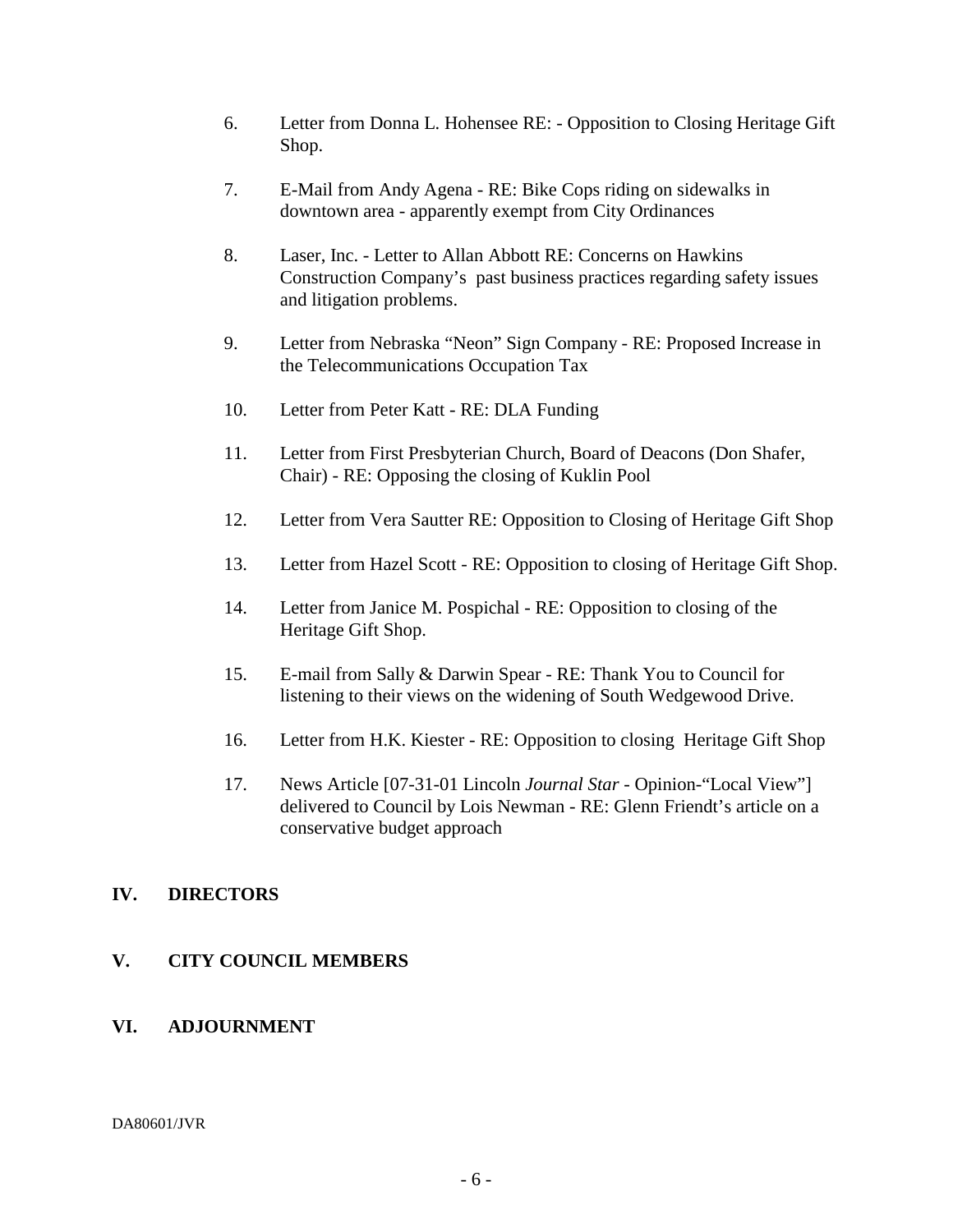6. Letter from Donna L. Hohensee RE: - Opposition to Closing Heritage Gift Shop.

7. E-Mail from Andy Agena - RE: Bike Cops riding on sidewalks in downtown area - apparently exempt from City Ordinances

8. Laser, Inc. - Letter to Allan Abbott RE: Concerns on Hawkins Construction Company's past business practices regarding safety issues and litigation problems.

9. Letter from Nebraska "Neon" Sign Company - RE: Proposed Increase in the Telecommunications Occupation Tax

10. Letter from Peter Katt - RE: DLA Funding

11. Letter from First Presbyterian Church, Board of Deacons (Don Shafer, Chair) - RE: Opposing the closing of Kuklin Pool

12. Letter from Vera Sautter RE: Opposition to Closing of Heritage Gift Shop

13. Letter from Hazel Scott - RE: Opposition to closing of Heritage Gift Shop.

14. Letter from Janice M. Pospichal - RE: Opposition to closing of the Heritage Gift Shop.

15. E-mail from Sally & Darwin Spear - RE: Thank You to Council for listening to their views on the widening of South Wedgewood Drive.

16. Letter from H.K. Kiester - RE: Opposition to closing Heritage Gift Shop

17. News Article [07-31-01 Lincoln *Journal Star* - Opinion-"Local View"] delivered to Council by Lois Newman - RE: Glenn Friendt's article on a conservative budget approach

## IV. DIRECTORS

## V. CITY COUNCIL MEMBERS

## VI. ADJOURNMENT

DA80601/JVR